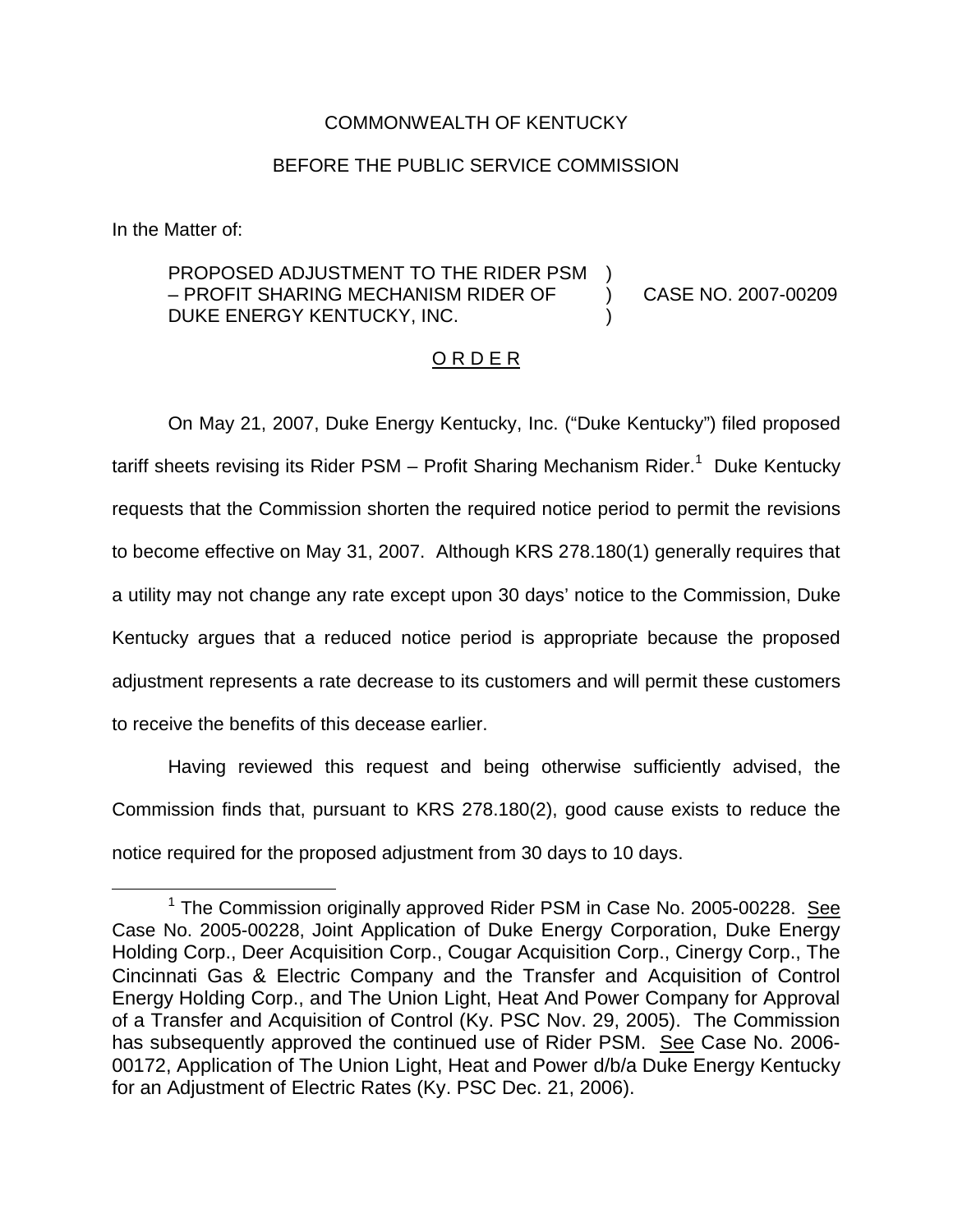COMMONWEALTH OF KENTUCKY

BEFORE THE PUBLIC SERVICE COMMISSION

In the Matter of:

PROPOSED ADJUSTMENT TO THE RIDER PSM – PROFIT SHARING MECHANISM RIDER OF DUKE ENERGY KENTUCKY, INC. ) CASE NO. 2007-00209

<u>O R D E R</u>

On May 21, 2007, Duke Energy Kentucky, Inc. ("Duke Kentucky") filed proposed tariff sheets revising its Rider PSM – Profit Sharing Mechanism Rider.[1] Duke Kentucky requests that the Commission shorten the required notice period to permit the revisions to become effective on May 31, 2007. Although KRS 278.180(1) generally requires that a utility may not change any rate except upon 30 days' notice to the Commission, Duke Kentucky argues that a reduced notice period is appropriate because the proposed adjustment represents a rate decrease to its customers and will permit these customers to receive the benefits of this decease earlier.

Having reviewed this request and being otherwise sufficiently advised, the Commission finds that, pursuant to KRS 278.180(2), good cause exists to reduce the notice required for the proposed adjustment from 30 days to 10 days.

---

[1] The Commission originally approved Rider PSM in Case No. 2005-00228. <u>See</u> Case No. 2005-00228, Joint Application of Duke Energy Corporation, Duke Energy Holding Corp., Deer Acquisition Corp., Cougar Acquisition Corp., Cinergy Corp., The Cincinnati Gas & Electric Company and the Transfer and Acquisition of Control Energy Holding Corp., and The Union Light, Heat And Power Company for Approval of a Transfer and Acquisition of Control (Ky. PSC Nov. 29, 2005). The Commission has subsequently approved the continued use of Rider PSM. <u>See</u> Case No. 2006-00172, Application of The Union Light, Heat and Power d/b/a Duke Energy Kentucky for an Adjustment of Electric Rates (Ky. PSC Dec. 21, 2006).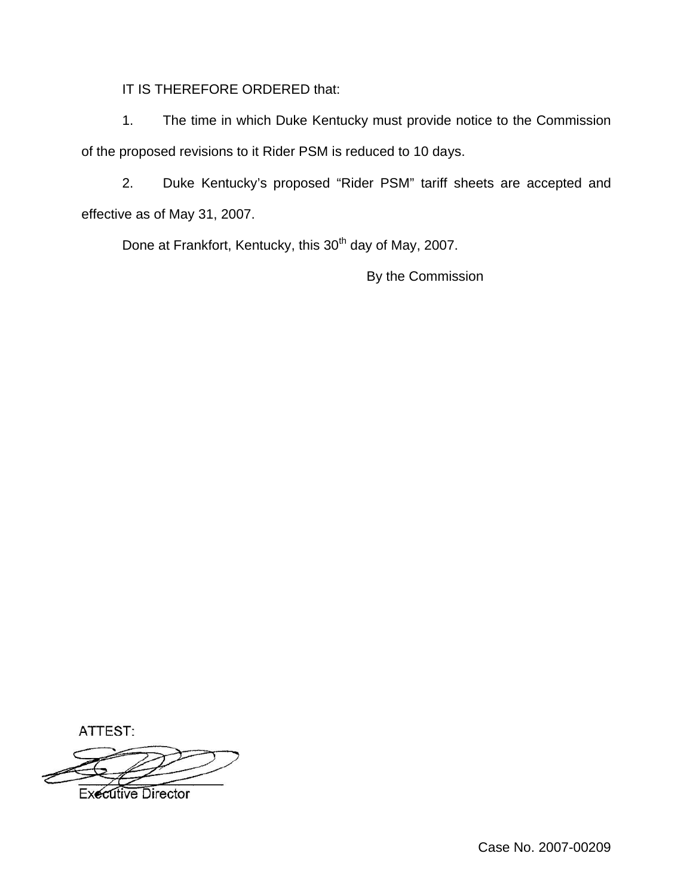IT IS THEREFORE ORDERED that:

1. The time in which Duke Kentucky must provide notice to the Commission of the proposed revisions to it Rider PSM is reduced to 10 days.

2. Duke Kentucky's proposed "Rider PSM" tariff sheets are accepted and effective as of May 31, 2007.

Done at Frankfort, Kentucky, this 30th day of May, 2007.

By the Commission

ATTEST:

Executive Director

Case No. 2007-00209